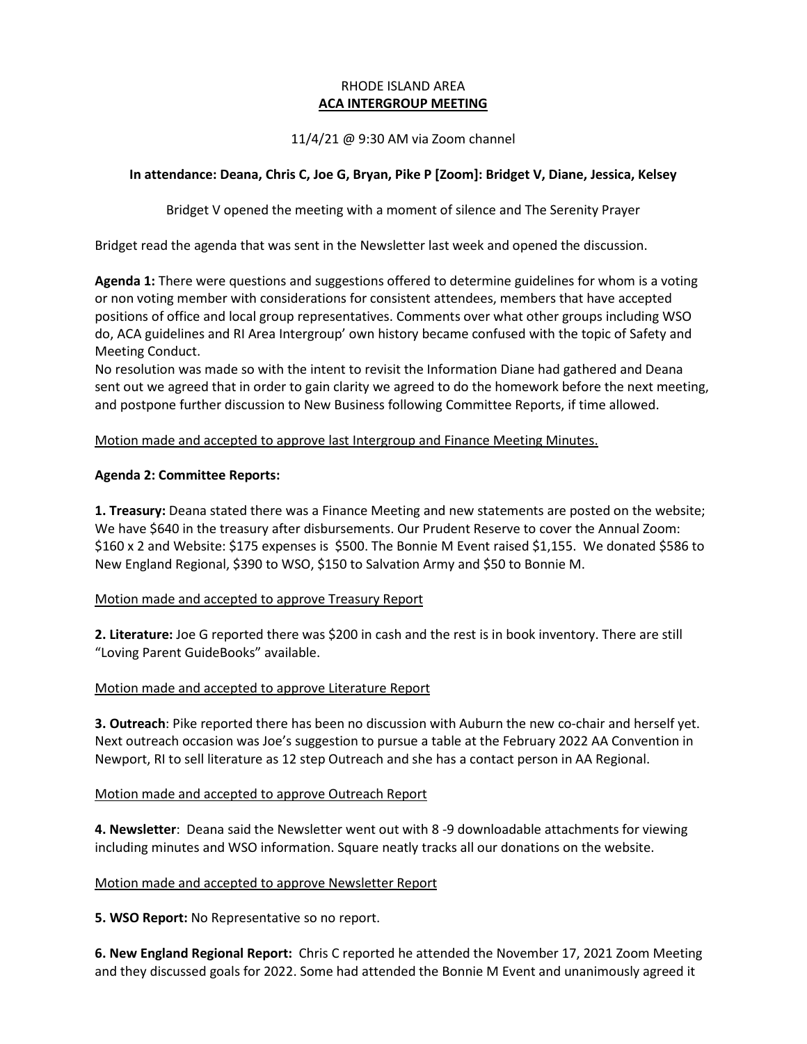# RHODE ISLAND AREA

## ACA INTERGROUP MEETING

11/4/21 @ 9:30 AM via Zoom channel

**In attendance: Deana, Chris C, Joe G, Bryan, Pike P [Zoom]: Bridget V, Diane, Jessica, Kelsey**

Bridget V opened the meeting with a moment of silence and The Serenity Prayer

Bridget read the agenda that was sent in the Newsletter last week and opened the discussion.

**Agenda 1:** There were questions and suggestions offered to determine guidelines for whom is a voting or non voting member with considerations for consistent attendees, members that have accepted positions of office and local group representatives. Comments over what other groups including WSO do, ACA guidelines and RI Area Intergroup' own history became confused with the topic of Safety and Meeting Conduct.
No resolution was made so with the intent to revisit the Information Diane had gathered and Deana sent out we agreed that in order to gain clarity we agreed to do the homework before the next meeting, and postpone further discussion to New Business following Committee Reports, if time allowed.

<u>Motion made and accepted to approve last Intergroup and Finance Meeting Minutes.</u>

**Agenda 2: Committee Reports:**

**1. Treasury:** Deana stated there was a Finance Meeting and new statements are posted on the website; We have $640 in the treasury after disbursements. Our Prudent Reserve to cover the Annual Zoom: $160 x 2 and Website: $175 expenses is $500. The Bonnie M Event raised $1,155. We donated $586 to New England Regional, $390 to WSO, $150 to Salvation Army and $50 to Bonnie M.

<u>Motion made and accepted to approve Treasury Report</u>

**2. Literature:** Joe G reported there was $200 in cash and the rest is in book inventory. There are still "Loving Parent GuideBooks" available.

<u>Motion made and accepted to approve Literature Report</u>

**3. Outreach**: Pike reported there has been no discussion with Auburn the new co-chair and herself yet. Next outreach occasion was Joe's suggestion to pursue a table at the February 2022 AA Convention in Newport, RI to sell literature as 12 step Outreach and she has a contact person in AA Regional.

<u>Motion made and accepted to approve Outreach Report</u>

**4. Newsletter**: Deana said the Newsletter went out with 8 -9 downloadable attachments for viewing including minutes and WSO information. Square neatly tracks all our donations on the website.

<u>Motion made and accepted to approve Newsletter Report</u>

**5. WSO Report:** No Representative so no report.

**6. New England Regional Report:** Chris C reported he attended the November 17, 2021 Zoom Meeting and they discussed goals for 2022. Some had attended the Bonnie M Event and unanimously agreed it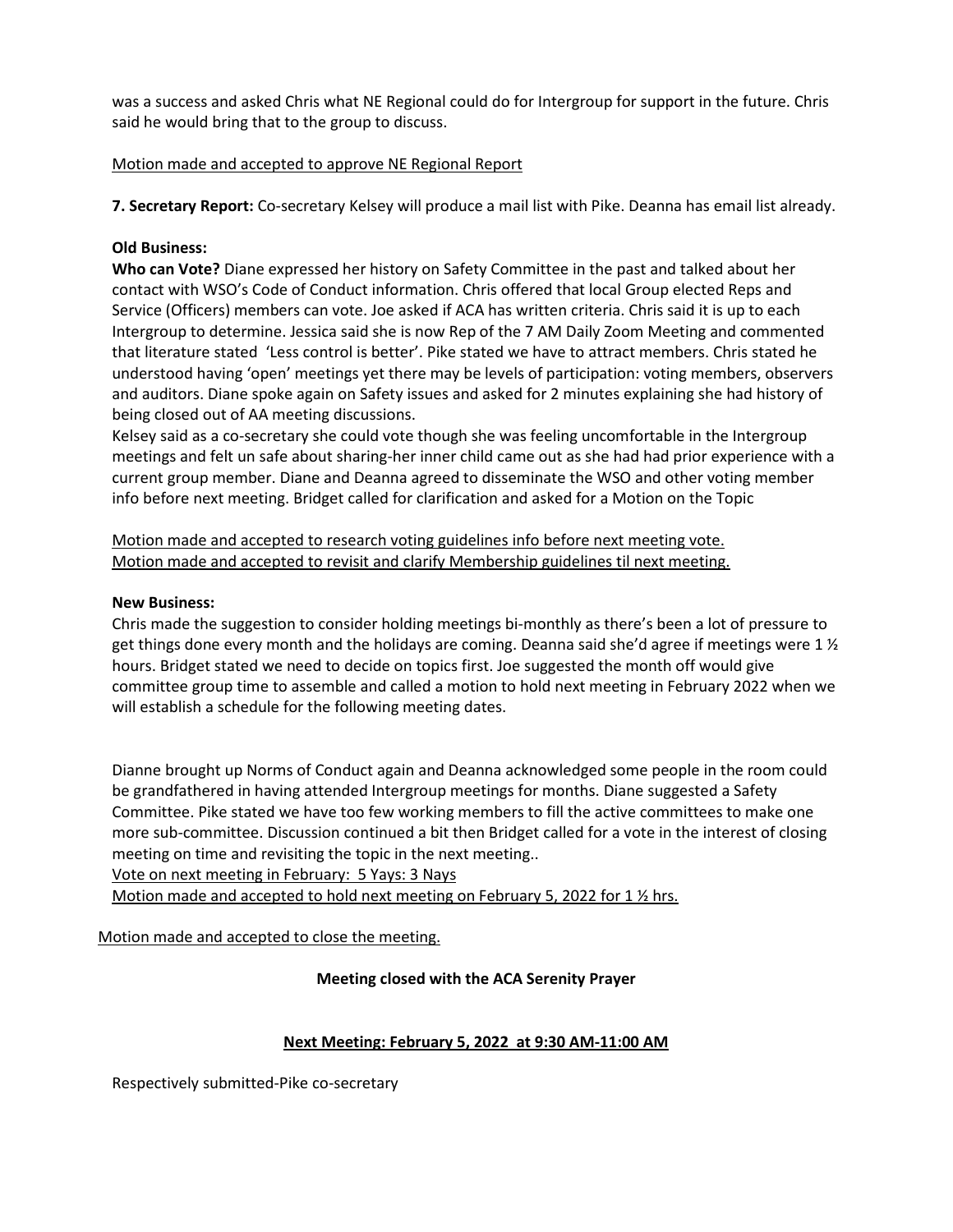was a success and asked Chris what NE Regional could do for Intergroup for support in the future. Chris said he would bring that to the group to discuss.

<u>Motion made and accepted to approve NE Regional Report</u>

**7. Secretary Report:** Co-secretary Kelsey will produce a mail list with Pike. Deanna has email list already.

**Old Business:**

**Who can Vote?** Diane expressed her history on Safety Committee in the past and talked about her contact with WSO's Code of Conduct information. Chris offered that local Group elected Reps and Service (Officers) members can vote. Joe asked if ACA has written criteria. Chris said it is up to each Intergroup to determine. Jessica said she is now Rep of the 7 AM Daily Zoom Meeting and commented that literature stated 'Less control is better'. Pike stated we have to attract members. Chris stated he understood having 'open' meetings yet there may be levels of participation: voting members, observers and auditors. Diane spoke again on Safety issues and asked for 2 minutes explaining she had history of being closed out of AA meeting discussions.

Kelsey said as a co-secretary she could vote though she was feeling uncomfortable in the Intergroup meetings and felt un safe about sharing-her inner child came out as she had had prior experience with a current group member. Diane and Deanna agreed to disseminate the WSO and other voting member info before next meeting. Bridget called for clarification and asked for a Motion on the Topic

<u>Motion made and accepted to research voting guidelines info before next meeting vote.</u>
<u>Motion made and accepted to revisit and clarify Membership guidelines til next meeting.</u>

**New Business:**

Chris made the suggestion to consider holding meetings bi-monthly as there's been a lot of pressure to get things done every month and the holidays are coming. Deanna said she'd agree if meetings were 1 ½ hours. Bridget stated we need to decide on topics first. Joe suggested the month off would give committee group time to assemble and called a motion to hold next meeting in February 2022 when we will establish a schedule for the following meeting dates.

Dianne brought up Norms of Conduct again and Deanna acknowledged some people in the room could be grandfathered in having attended Intergroup meetings for months. Diane suggested a Safety Committee. Pike stated we have too few working members to fill the active committees to make one more sub-committee. Discussion continued a bit then Bridget called for a vote in the interest of closing meeting on time and revisiting the topic in the next meeting..

<u>Vote on next meeting in February: 5 Yays: 3 Nays</u>
<u>Motion made and accepted to hold next meeting on February 5, 2022 for 1 ½ hrs.</u>

<u>Motion made and accepted to close the meeting.</u>

**Meeting closed with the ACA Serenity Prayer**

**<u>Next Meeting: February 5, 2022 at 9:30 AM-11:00 AM</u>**

Respectively submitted-Pike co-secretary